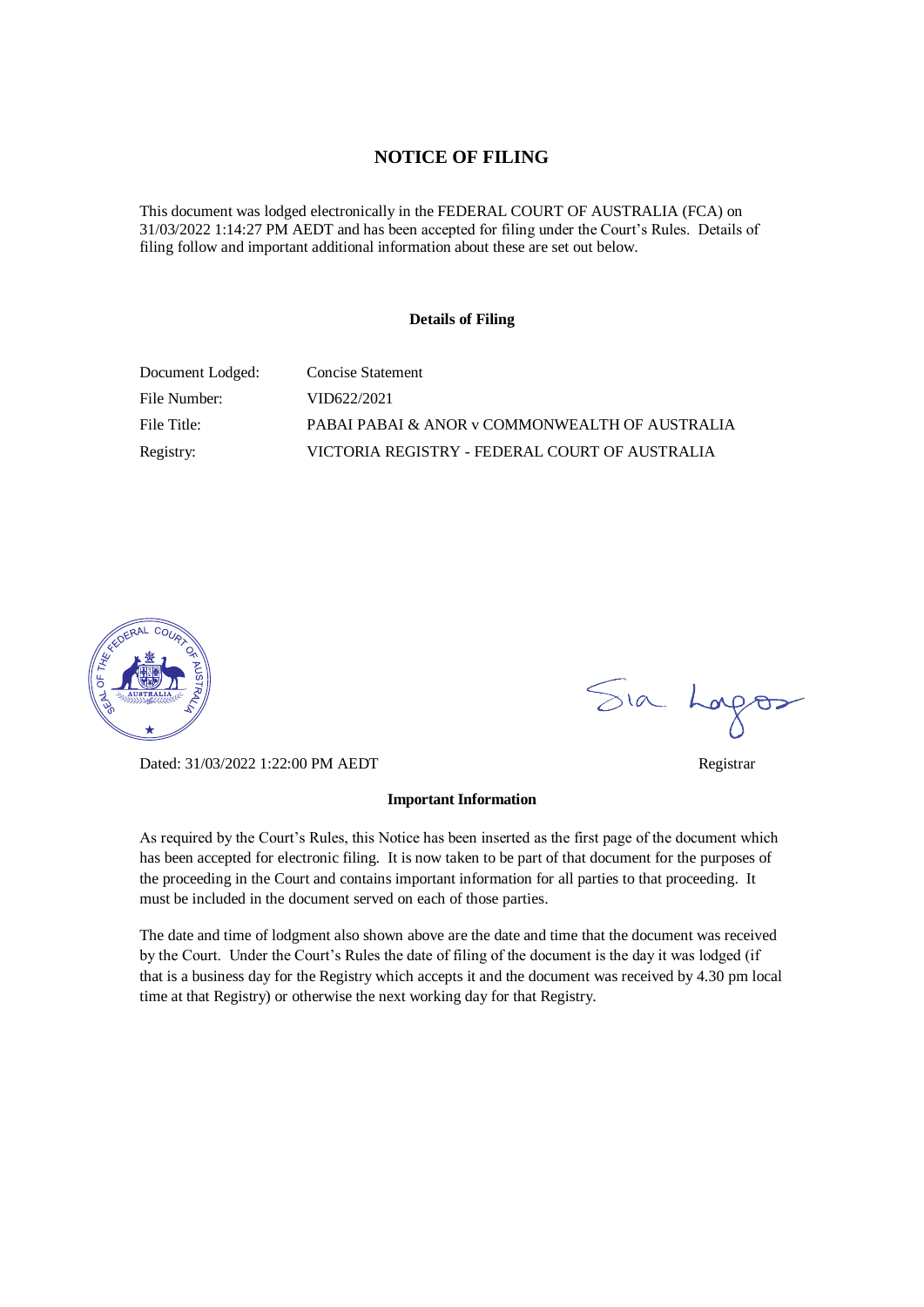# NOTICE OF FILING

This document was lodged electronically in the FEDERAL COURT OF AUSTRALIA (FCA) on 31/03/2022 1:14:27 PM AEDT and has been accepted for filing under the Court's Rules. Details of filing follow and important additional information about these are set out below.

**Details of Filing**

| | |
|---|---|
| Document Lodged: | Concise Statement |
| File Number: | VID622/2021 |
| File Title: | PABAI PABAI & ANOR v COMMONWEALTH OF AUSTRALIA |
| Registry: | VICTORIA REGISTRY - FEDERAL COURT OF AUSTRALIA |

Dated: 31/03/2022 1:22:00 PM AEDT

Registrar

**Important Information**

As required by the Court's Rules, this Notice has been inserted as the first page of the document which has been accepted for electronic filing. It is now taken to be part of that document for the purposes of the proceeding in the Court and contains important information for all parties to that proceeding. It must be included in the document served on each of those parties.

The date and time of lodgment also shown above are the date and time that the document was received by the Court. Under the Court's Rules the date of filing of the document is the day it was lodged (if that is a business day for the Registry which accepts it and the document was received by 4.30 pm local time at that Registry) or otherwise the next working day for that Registry.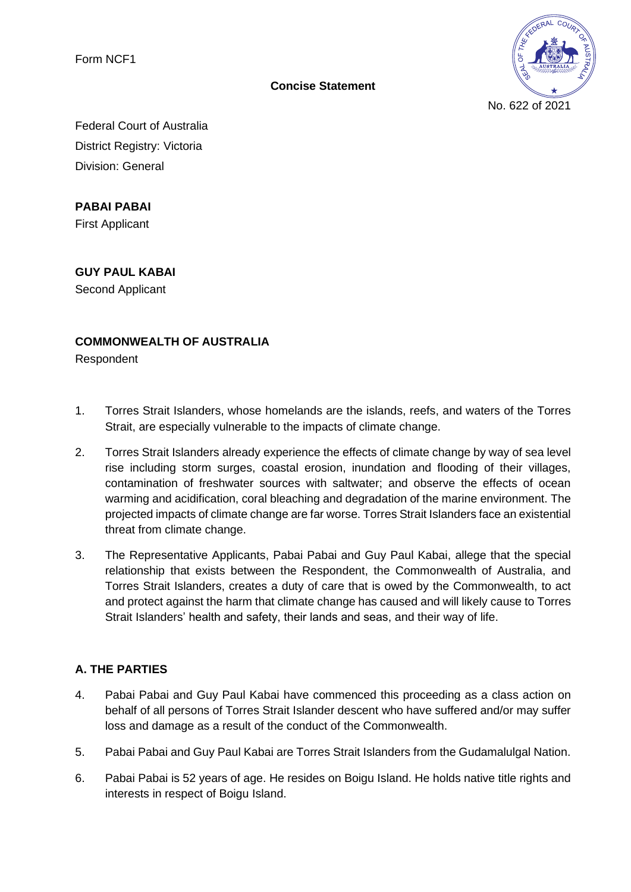Form NCF1

**Concise Statement**

No. 622 of 2021

Federal Court of Australia
District Registry: Victoria
Division: General

**PABAI PABAI**
First Applicant

**GUY PAUL KABAI**
Second Applicant

**COMMONWEALTH OF AUSTRALIA**
Respondent

1. Torres Strait Islanders, whose homelands are the islands, reefs, and waters of the Torres Strait, are especially vulnerable to the impacts of climate change.

2. Torres Strait Islanders already experience the effects of climate change by way of sea level rise including storm surges, coastal erosion, inundation and flooding of their villages, contamination of freshwater sources with saltwater; and observe the effects of ocean warming and acidification, coral bleaching and degradation of the marine environment. The projected impacts of climate change are far worse. Torres Strait Islanders face an existential threat from climate change.

3. The Representative Applicants, Pabai Pabai and Guy Paul Kabai, allege that the special relationship that exists between the Respondent, the Commonwealth of Australia, and Torres Strait Islanders, creates a duty of care that is owed by the Commonwealth, to act and protect against the harm that climate change has caused and will likely cause to Torres Strait Islanders' health and safety, their lands and seas, and their way of life.

## A. THE PARTIES

4. Pabai Pabai and Guy Paul Kabai have commenced this proceeding as a class action on behalf of all persons of Torres Strait Islander descent who have suffered and/or may suffer loss and damage as a result of the conduct of the Commonwealth.

5. Pabai Pabai and Guy Paul Kabai are Torres Strait Islanders from the Gudamalulgal Nation.

6. Pabai Pabai is 52 years of age. He resides on Boigu Island. He holds native title rights and interests in respect of Boigu Island.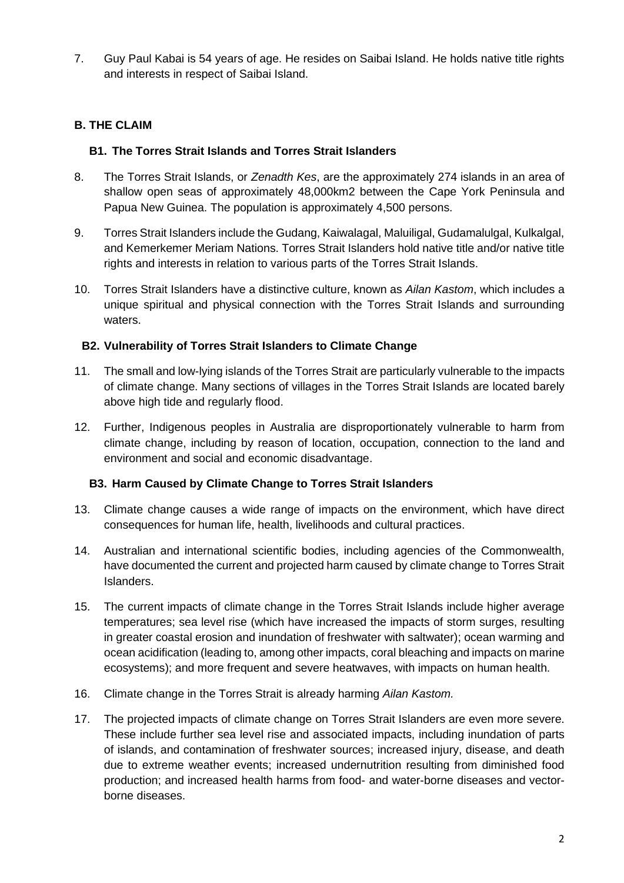7. Guy Paul Kabai is 54 years of age. He resides on Saibai Island. He holds native title rights and interests in respect of Saibai Island.

## B. THE CLAIM

### B1. The Torres Strait Islands and Torres Strait Islanders

8. The Torres Strait Islands, or *Zenadth Kes*, are the approximately 274 islands in an area of shallow open seas of approximately 48,000km2 between the Cape York Peninsula and Papua New Guinea. The population is approximately 4,500 persons.

9. Torres Strait Islanders include the Gudang, Kaiwalagal, Maluiligal, Gudamalulgal, Kulkalgal, and Kemerkemer Meriam Nations. Torres Strait Islanders hold native title and/or native title rights and interests in relation to various parts of the Torres Strait Islands.

10. Torres Strait Islanders have a distinctive culture, known as *Ailan Kastom*, which includes a unique spiritual and physical connection with the Torres Strait Islands and surrounding waters.

### B2. Vulnerability of Torres Strait Islanders to Climate Change

11. The small and low-lying islands of the Torres Strait are particularly vulnerable to the impacts of climate change. Many sections of villages in the Torres Strait Islands are located barely above high tide and regularly flood.

12. Further, Indigenous peoples in Australia are disproportionately vulnerable to harm from climate change, including by reason of location, occupation, connection to the land and environment and social and economic disadvantage.

### B3. Harm Caused by Climate Change to Torres Strait Islanders

13. Climate change causes a wide range of impacts on the environment, which have direct consequences for human life, health, livelihoods and cultural practices.

14. Australian and international scientific bodies, including agencies of the Commonwealth, have documented the current and projected harm caused by climate change to Torres Strait Islanders.

15. The current impacts of climate change in the Torres Strait Islands include higher average temperatures; sea level rise (which have increased the impacts of storm surges, resulting in greater coastal erosion and inundation of freshwater with saltwater); ocean warming and ocean acidification (leading to, among other impacts, coral bleaching and impacts on marine ecosystems); and more frequent and severe heatwaves, with impacts on human health.

16. Climate change in the Torres Strait is already harming *Ailan Kastom.*

17. The projected impacts of climate change on Torres Strait Islanders are even more severe. These include further sea level rise and associated impacts, including inundation of parts of islands, and contamination of freshwater sources; increased injury, disease, and death due to extreme weather events; increased undernutrition resulting from diminished food production; and increased health harms from food- and water-borne diseases and vector-borne diseases.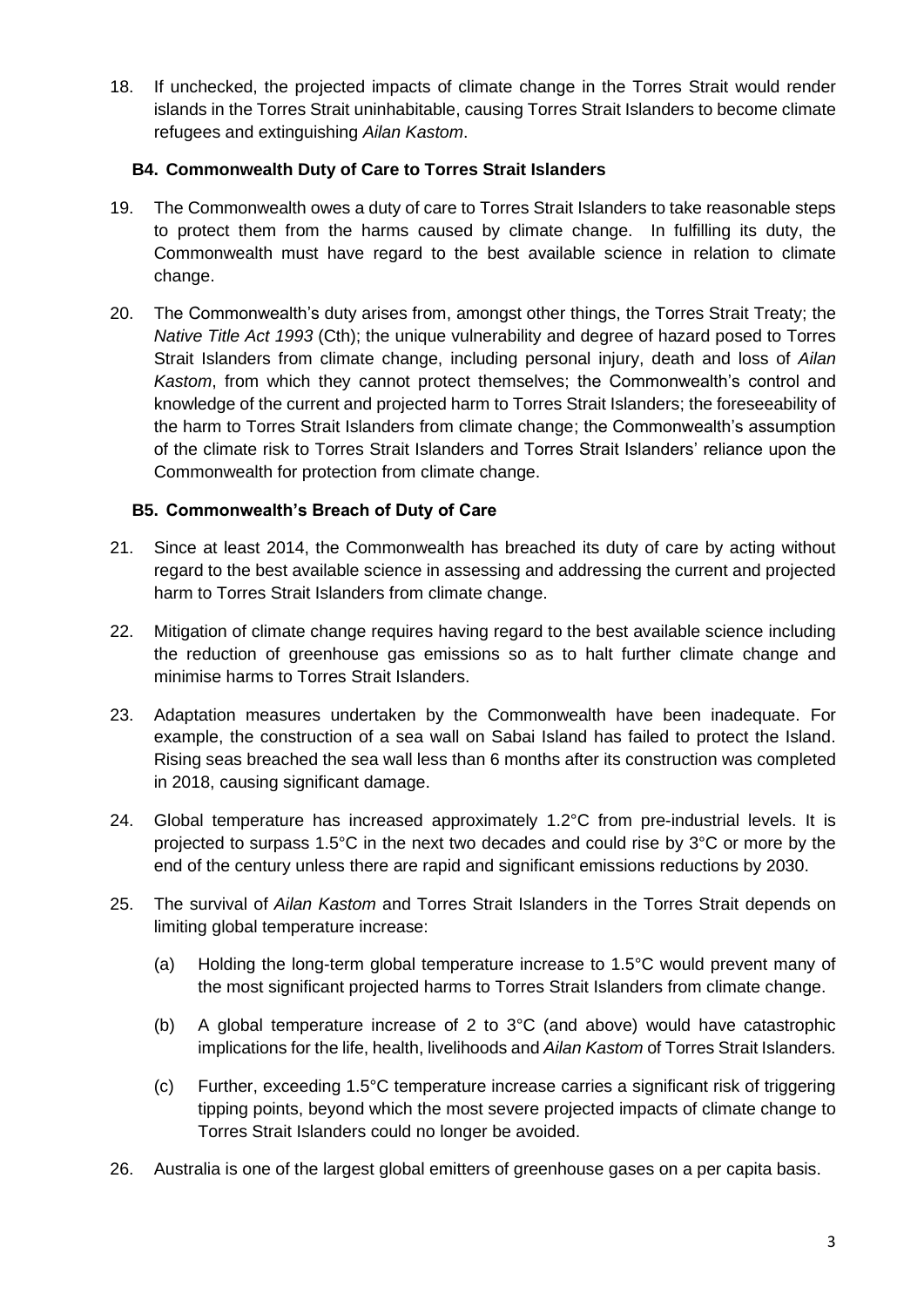18. If unchecked, the projected impacts of climate change in the Torres Strait would render islands in the Torres Strait uninhabitable, causing Torres Strait Islanders to become climate refugees and extinguishing *Ailan Kastom*.

### B4. Commonwealth Duty of Care to Torres Strait Islanders

19. The Commonwealth owes a duty of care to Torres Strait Islanders to take reasonable steps to protect them from the harms caused by climate change. In fulfilling its duty, the Commonwealth must have regard to the best available science in relation to climate change.

20. The Commonwealth's duty arises from, amongst other things, the Torres Strait Treaty; the *Native Title Act 1993* (Cth); the unique vulnerability and degree of hazard posed to Torres Strait Islanders from climate change, including personal injury, death and loss of *Ailan Kastom*, from which they cannot protect themselves; the Commonwealth's control and knowledge of the current and projected harm to Torres Strait Islanders; the foreseeability of the harm to Torres Strait Islanders from climate change; the Commonwealth's assumption of the climate risk to Torres Strait Islanders and Torres Strait Islanders' reliance upon the Commonwealth for protection from climate change.

### B5. Commonwealth's Breach of Duty of Care

21. Since at least 2014, the Commonwealth has breached its duty of care by acting without regard to the best available science in assessing and addressing the current and projected harm to Torres Strait Islanders from climate change.

22. Mitigation of climate change requires having regard to the best available science including the reduction of greenhouse gas emissions so as to halt further climate change and minimise harms to Torres Strait Islanders.

23. Adaptation measures undertaken by the Commonwealth have been inadequate. For example, the construction of a sea wall on Sabai Island has failed to protect the Island. Rising seas breached the sea wall less than 6 months after its construction was completed in 2018, causing significant damage.

24. Global temperature has increased approximately 1.2°C from pre-industrial levels. It is projected to surpass 1.5°C in the next two decades and could rise by 3°C or more by the end of the century unless there are rapid and significant emissions reductions by 2030.

25. The survival of *Ailan Kastom* and Torres Strait Islanders in the Torres Strait depends on limiting global temperature increase:

    (a) Holding the long-term global temperature increase to 1.5°C would prevent many of the most significant projected harms to Torres Strait Islanders from climate change.

    (b) A global temperature increase of 2 to 3°C (and above) would have catastrophic implications for the life, health, livelihoods and *Ailan Kastom* of Torres Strait Islanders.

    (c) Further, exceeding 1.5°C temperature increase carries a significant risk of triggering tipping points, beyond which the most severe projected impacts of climate change to Torres Strait Islanders could no longer be avoided.

26. Australia is one of the largest global emitters of greenhouse gases on a per capita basis.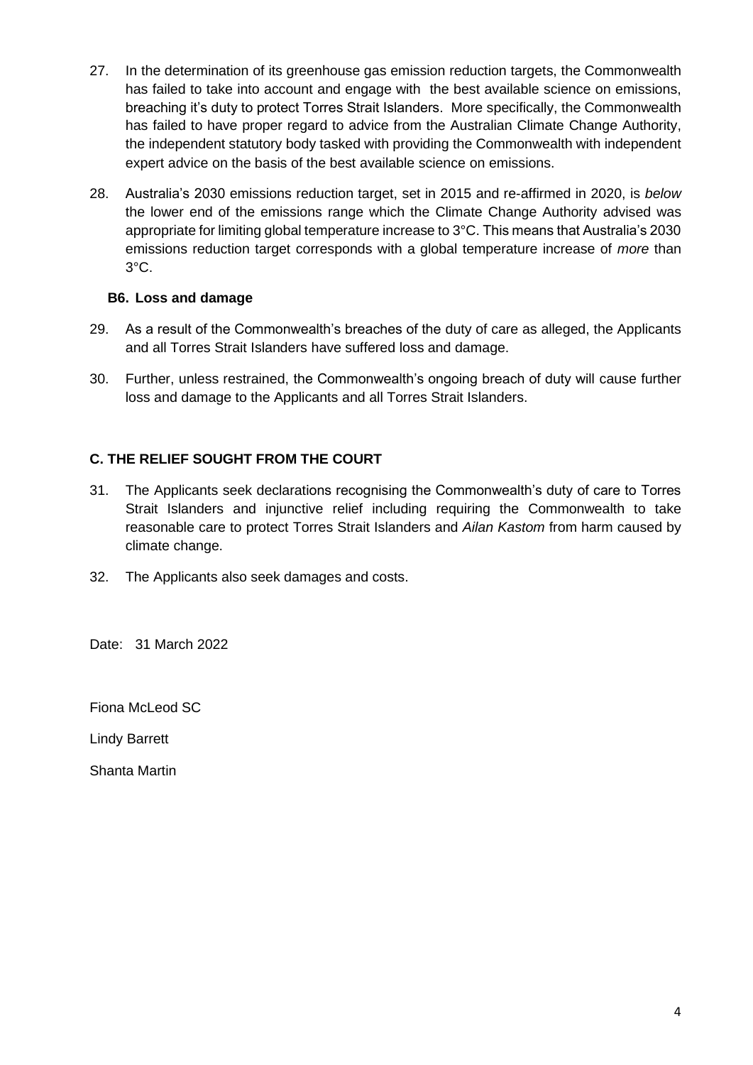27. In the determination of its greenhouse gas emission reduction targets, the Commonwealth has failed to take into account and engage with the best available science on emissions, breaching it's duty to protect Torres Strait Islanders. More specifically, the Commonwealth has failed to have proper regard to advice from the Australian Climate Change Authority, the independent statutory body tasked with providing the Commonwealth with independent expert advice on the basis of the best available science on emissions.

28. Australia's 2030 emissions reduction target, set in 2015 and re-affirmed in 2020, is *below* the lower end of the emissions range which the Climate Change Authority advised was appropriate for limiting global temperature increase to 3°C. This means that Australia's 2030 emissions reduction target corresponds with a global temperature increase of *more* than 3°C.

### B6. Loss and damage

29. As a result of the Commonwealth's breaches of the duty of care as alleged, the Applicants and all Torres Strait Islanders have suffered loss and damage.

30. Further, unless restrained, the Commonwealth's ongoing breach of duty will cause further loss and damage to the Applicants and all Torres Strait Islanders.

## C. THE RELIEF SOUGHT FROM THE COURT

31. The Applicants seek declarations recognising the Commonwealth's duty of care to Torres Strait Islanders and injunctive relief including requiring the Commonwealth to take reasonable care to protect Torres Strait Islanders and *Ailan Kastom* from harm caused by climate change.

32. The Applicants also seek damages and costs.

Date: 31 March 2022

Fiona McLeod SC

Lindy Barrett

Shanta Martin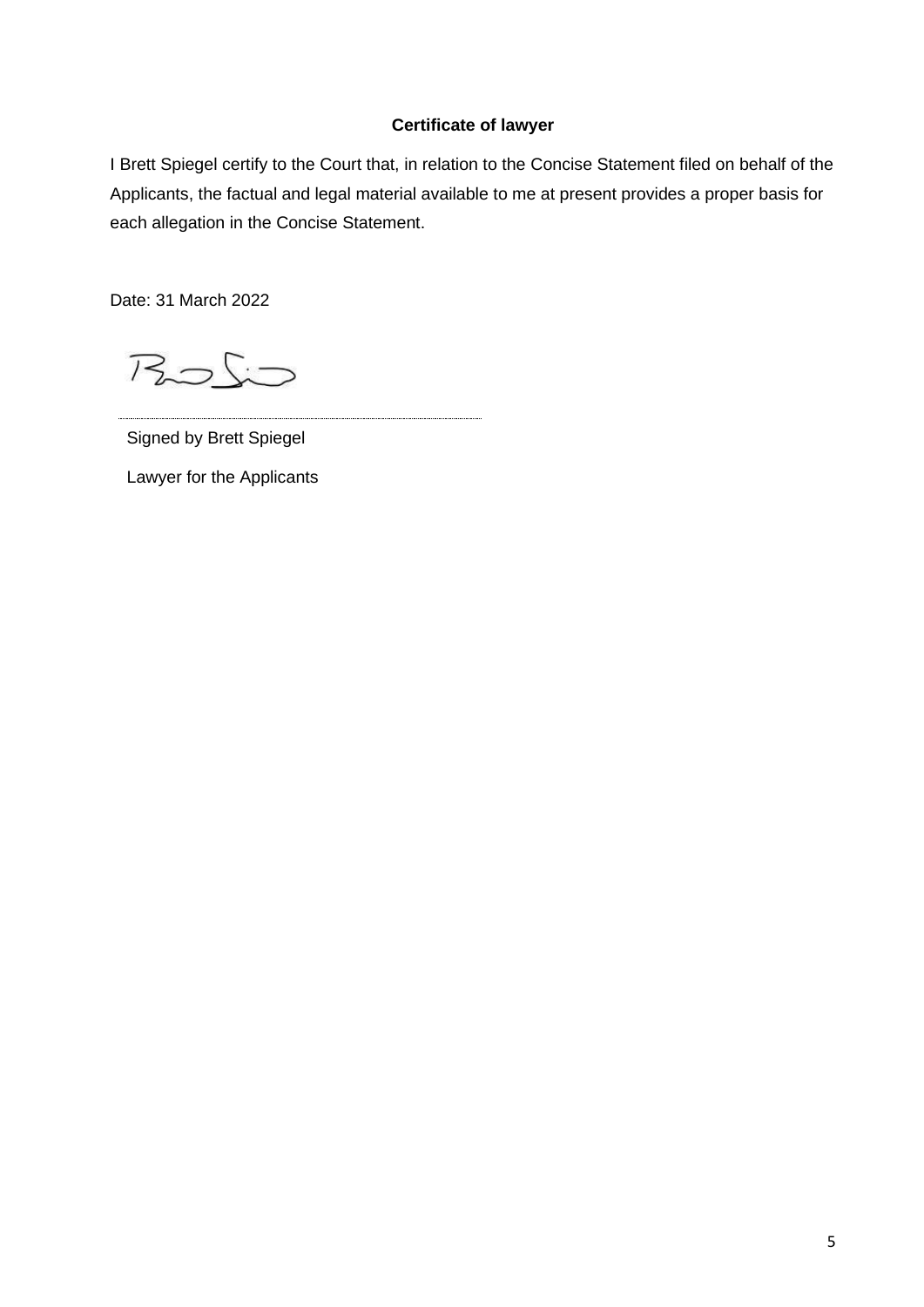**Certificate of lawyer**

I Brett Spiegel certify to the Court that, in relation to the Concise Statement filed on behalf of the Applicants, the factual and legal material available to me at present provides a proper basis for each allegation in the Concise Statement.

Date: 31 March 2022

Signed by Brett Spiegel

Lawyer for the Applicants